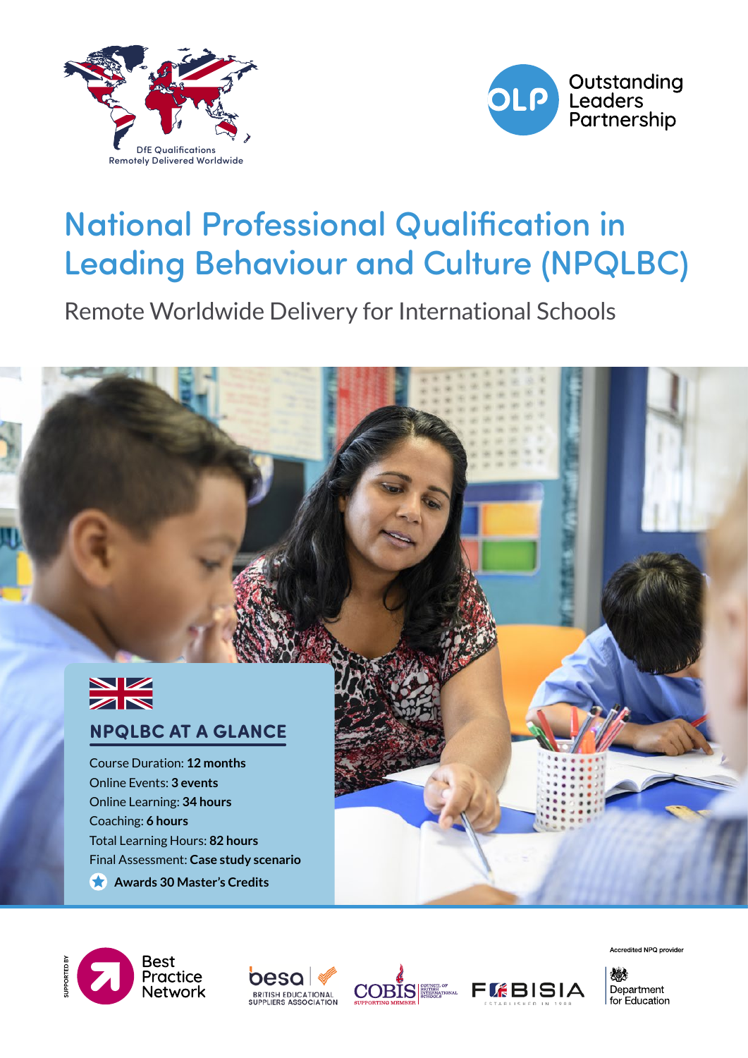DfE Qualifications Remotely Delivered Worldwide

Outstanding Leaders Partnership

# National Professional Qualification in Leading Behaviour and Culture (NPQLBC)

Remote Worldwide Delivery for International Schools

## NPQLBC AT A GLANCE

Course Duration: **12 months**
Online Events: **3 events**
Online Learning: **34 hours**
Coaching: **6 hours**
Total Learning Hours: **82 hours**
Final Assessment: **Case study scenario**

**Awards 30 Master's Credits**

SUPPORTED BY Best Practice Network

besa BRITISH EDUCATIONAL SUPPLIERS ASSOCIATION

COBIS COUNCIL OF BRITISH INTERNATIONAL SCHOOLS SUPPORTING MEMBER

FOBISIA ESTABLISHED IN 1988

Accredited NPQ provider Department for Education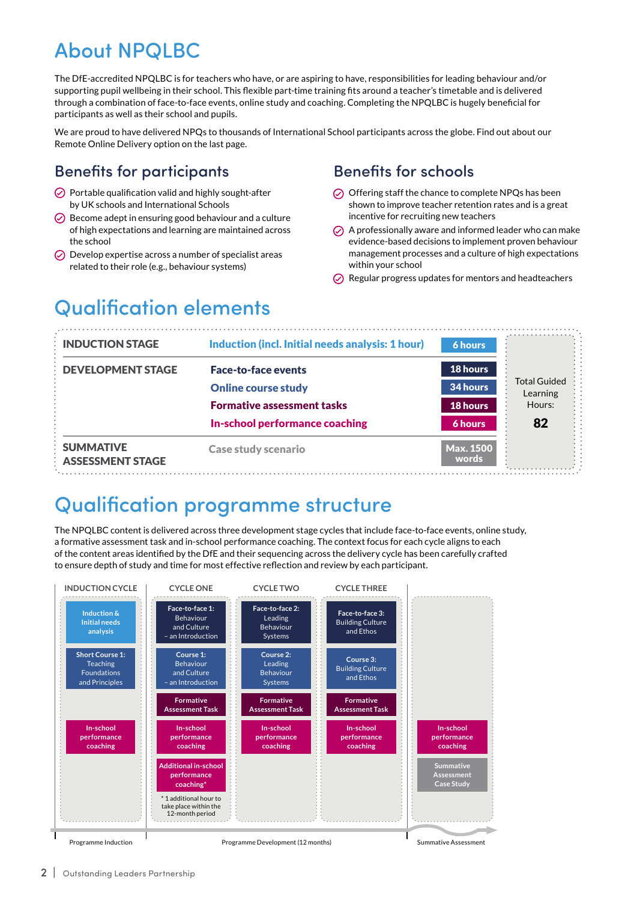# About NPQLBC

The DfE-accredited NPQLBC is for teachers who have, or are aspiring to have, responsibilities for leading behaviour and/or supporting pupil wellbeing in their school. This flexible part-time training fits around a teacher's timetable and is delivered through a combination of face-to-face events, online study and coaching. Completing the NPQLBC is hugely beneficial for participants as well as their school and pupils.

We are proud to have delivered NPQs to thousands of International School participants across the globe. Find out about our Remote Online Delivery option on the last page.

## Benefits for participants

- Portable qualification valid and highly sought-after by UK schools and International Schools
- Become adept in ensuring good behaviour and a culture of high expectations and learning are maintained across the school
- Develop expertise across a number of specialist areas related to their role (e.g., behaviour systems)

## Benefits for schools

- Offering staff the chance to complete NPQs has been shown to improve teacher retention rates and is a great incentive for recruiting new teachers
- A professionally aware and informed leader who can make evidence-based decisions to implement proven behaviour management processes and a culture of high expectations within your school
- Regular progress updates for mentors and headteachers

# Qualification elements

| Stage | Element | Hours | |
|---|---|---|---|
| INDUCTION STAGE | Induction (incl. Initial needs analysis: 1 hour) | 6 hours | Total Guided Learning Hours: **82** |
| DEVELOPMENT STAGE | Face-to-face events | 18 hours | |
| | Online course study | 34 hours | |
| | Formative assessment tasks | 18 hours | |
| | In-school performance coaching | 6 hours | |
| SUMMATIVE ASSESSMENT STAGE | Case study scenario | Max. 1500 words | |

# Qualification programme structure

The NPQLBC content is delivered across three development stage cycles that include face-to-face events, online study, a formative assessment task and in-school performance coaching. The context focus for each cycle aligns to each of the content areas identified by the DfE and their sequencing across the delivery cycle has been carefully crafted to ensure depth of study and time for most effective reflection and review by each participant.

| INDUCTION CYCLE | CYCLE ONE | CYCLE TWO | CYCLE THREE | |
|---|---|---|---|---|
| Induction & Initial needs analysis | Face-to-face 1: Behaviour and Culture – an Introduction | Face-to-face 2: Leading Behaviour Systems | Face-to-face 3: Building Culture and Ethos | |
| Short Course 1: Teaching Foundations and Principles | Course 1: Behaviour and Culture – an Introduction | Course 2: Leading Behaviour Systems | Course 3: Building Culture and Ethos | |
| | Formative Assessment Task | Formative Assessment Task | Formative Assessment Task | |
| In-school performance coaching | In-school performance coaching | In-school performance coaching | In-school performance coaching | In-school performance coaching |
| | Additional in-school performance coaching* | | | Summative Assessment Case Study |
| | * 1 additional hour to take place within the 12-month period | | | |
| Programme Induction | Programme Development (12 months) | | | Summative Assessment |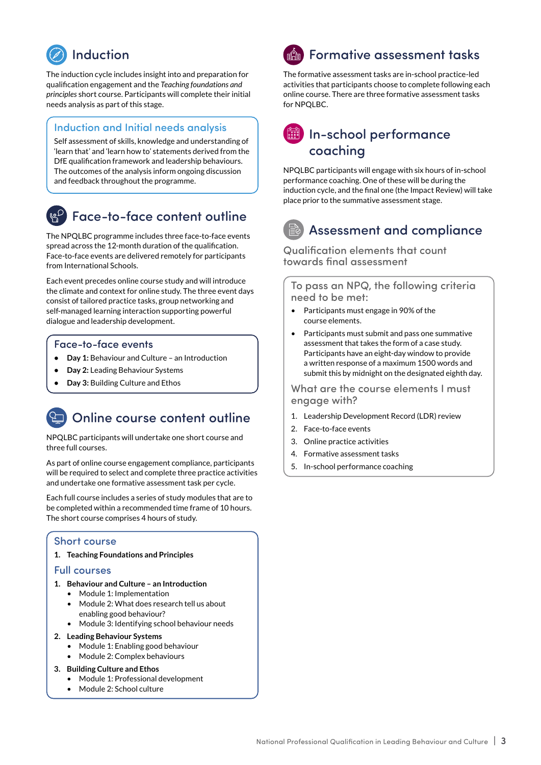## Induction

The induction cycle includes insight into and preparation for qualification engagement and the *Teaching foundations and principles* short course. Participants will complete their initial needs analysis as part of this stage.

### Induction and Initial needs analysis

Self assessment of skills, knowledge and understanding of 'learn that' and 'learn how to' statements derived from the DfE qualification framework and leadership behaviours. The outcomes of the analysis inform ongoing discussion and feedback throughout the programme.

## Face-to-face content outline

The NPQLBC programme includes three face-to-face events spread across the 12-month duration of the qualification. Face-to-face events are delivered remotely for participants from International Schools.

Each event precedes online course study and will introduce the climate and context for online study. The three event days consist of tailored practice tasks, group networking and self-managed learning interaction supporting powerful dialogue and leadership development.

### Face-to-face events

- **Day 1:** Behaviour and Culture – an Introduction
- **Day 2:** Leading Behaviour Systems
- **Day 3:** Building Culture and Ethos

## Online course content outline

NPQLBC participants will undertake one short course and three full courses.

As part of online course engagement compliance, participants will be required to select and complete three practice activities and undertake one formative assessment task per cycle.

Each full course includes a series of study modules that are to be completed within a recommended time frame of 10 hours. The short course comprises 4 hours of study.

### Short course

1. **Teaching Foundations and Principles**

### Full courses

1. **Behaviour and Culture – an Introduction**
   - Module 1: Implementation
   - Module 2: What does research tell us about enabling good behaviour?
   - Module 3: Identifying school behaviour needs
2. **Leading Behaviour Systems**
   - Module 1: Enabling good behaviour
   - Module 2: Complex behaviours
3. **Building Culture and Ethos**
   - Module 1: Professional development
   - Module 2: School culture

## Formative assessment tasks

The formative assessment tasks are in-school practice-led activities that participants choose to complete following each online course. There are three formative assessment tasks for NPQLBC.

## In-school performance coaching

NPQLBC participants will engage with six hours of in-school performance coaching. One of these will be during the induction cycle, and the final one (the Impact Review) will take place prior to the summative assessment stage.

## Assessment and compliance

### Qualification elements that count towards final assessment

#### To pass an NPQ, the following criteria need to be met:

- Participants must engage in 90% of the course elements.
- Participants must submit and pass one summative assessment that takes the form of a case study. Participants have an eight-day window to provide a written response of a maximum 1500 words and submit this by midnight on the designated eighth day.

#### What are the course elements I must engage with?

1. Leadership Development Record (LDR) review
2. Face-to-face events
3. Online practice activities
4. Formative assessment tasks
5. In-school performance coaching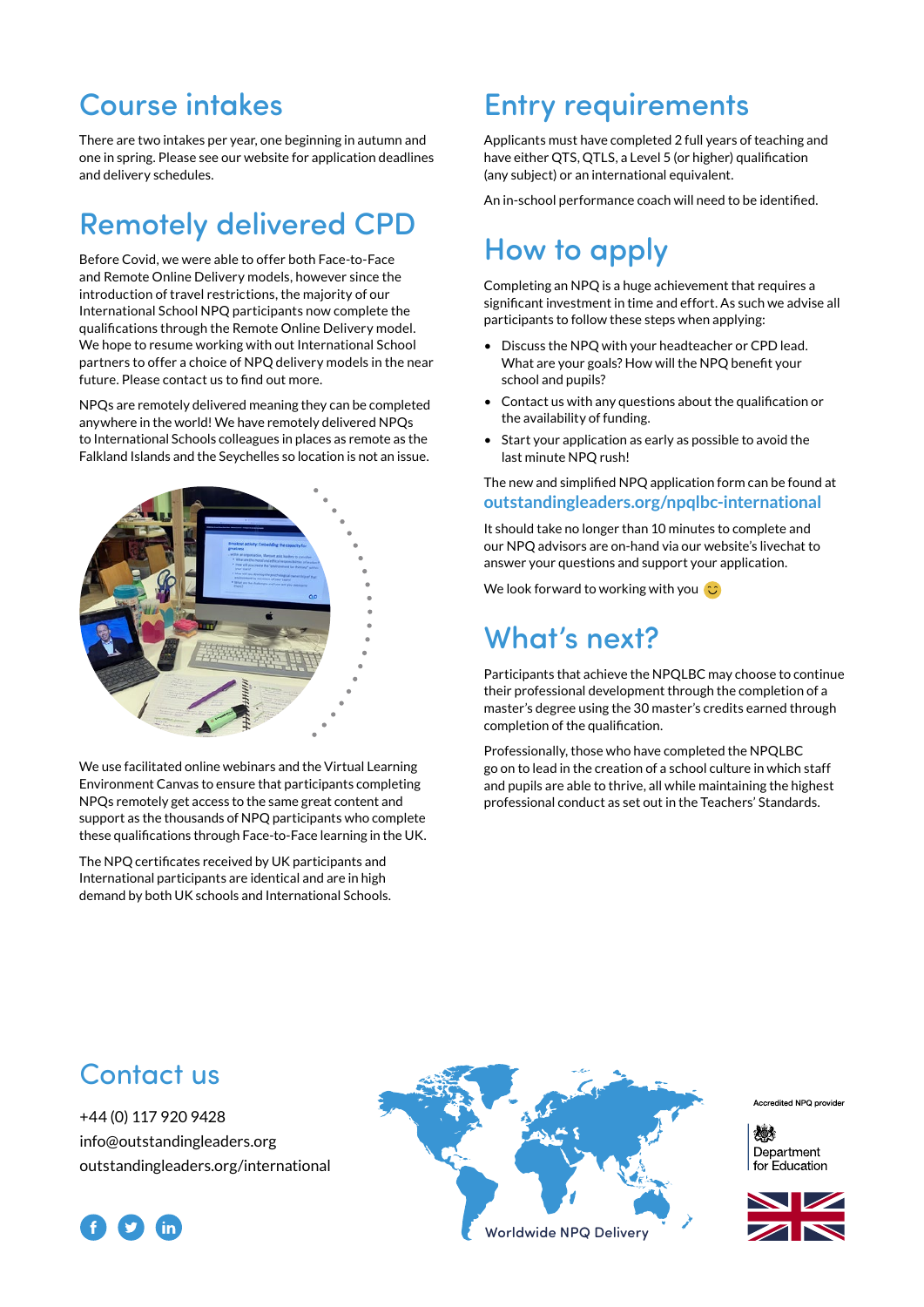## Course intakes

There are two intakes per year, one beginning in autumn and one in spring. Please see our website for application deadlines and delivery schedules.

## Remotely delivered CPD

Before Covid, we were able to offer both Face-to-Face and Remote Online Delivery models, however since the introduction of travel restrictions, the majority of our International School NPQ participants now complete the qualifications through the Remote Online Delivery model. We hope to resume working with out International School partners to offer a choice of NPQ delivery models in the near future. Please contact us to find out more.

NPQs are remotely delivered meaning they can be completed anywhere in the world! We have remotely delivered NPQs to International Schools colleagues in places as remote as the Falkland Islands and the Seychelles so location is not an issue.

We use facilitated online webinars and the Virtual Learning Environment Canvas to ensure that participants completing NPQs remotely get access to the same great content and support as the thousands of NPQ participants who complete these qualifications through Face-to-Face learning in the UK.

The NPQ certificates received by UK participants and International participants are identical and are in high demand by both UK schools and International Schools.

## Entry requirements

Applicants must have completed 2 full years of teaching and have either QTS, QTLS, a Level 5 (or higher) qualification (any subject) or an international equivalent.

An in-school performance coach will need to be identified.

## How to apply

Completing an NPQ is a huge achievement that requires a significant investment in time and effort. As such we advise all participants to follow these steps when applying:

- Discuss the NPQ with your headteacher or CPD lead. What are your goals? How will the NPQ benefit your school and pupils?
- Contact us with any questions about the qualification or the availability of funding.
- Start your application as early as possible to avoid the last minute NPQ rush!

The new and simplified NPQ application form can be found at **outstandingleaders.org/npqlbc-international**

It should take no longer than 10 minutes to complete and our NPQ advisors are on-hand via our website's livechat to answer your questions and support your application.

We look forward to working with you 😊

## What's next?

Participants that achieve the NPQLBC may choose to continue their professional development through the completion of a master's degree using the 30 master's credits earned through completion of the qualification.

Professionally, those who have completed the NPQLBC go on to lead in the creation of a school culture in which staff and pupils are able to thrive, all while maintaining the highest professional conduct as set out in the Teachers' Standards.

## Contact us

+44 (0) 117 920 9428
info@outstandingleaders.org
outstandingleaders.org/international

Worldwide NPQ Delivery

Accredited NPQ provider

Department for Education